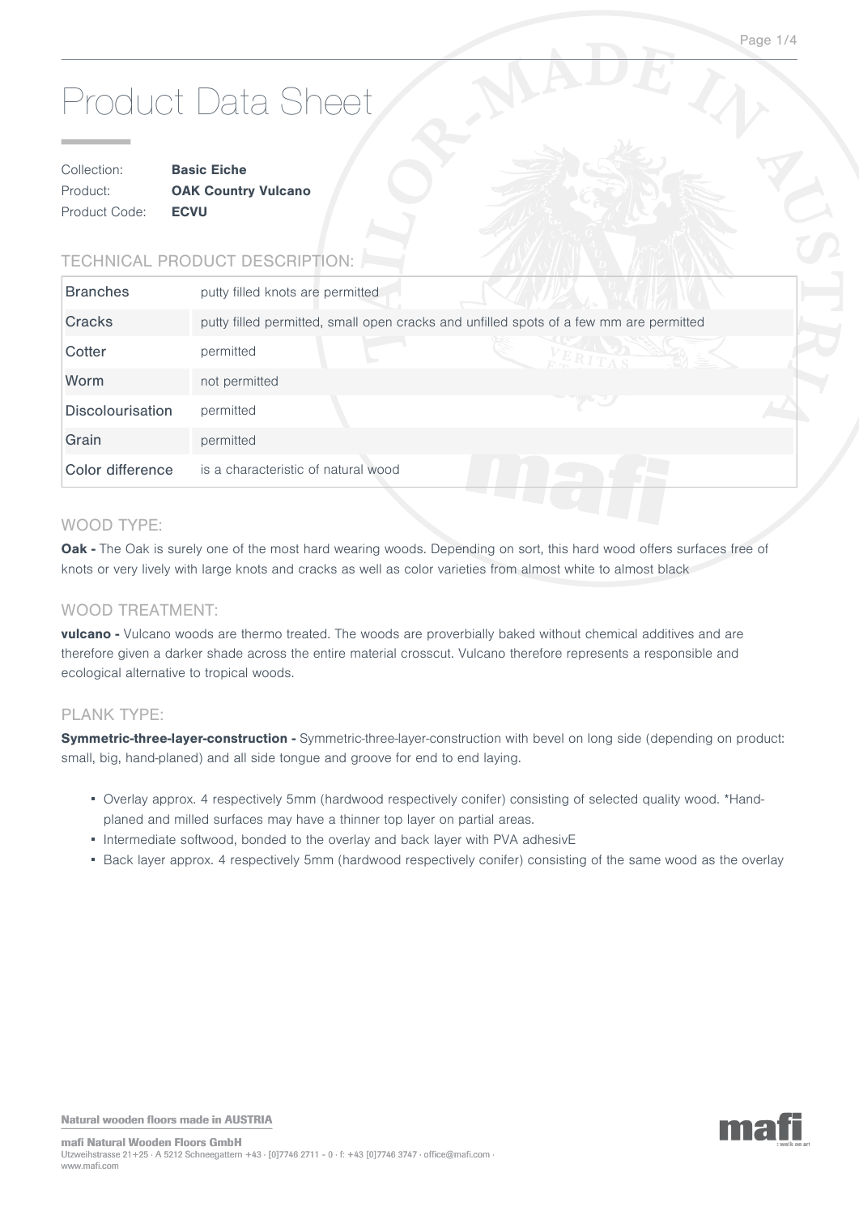# Product Data Sheet

| | |
|---|---|
| Collection: | **Basic Eiche** |
| Product: | **OAK Country Vulcano** |
| Product Code: | **ECVU** |

## TECHNICAL PRODUCT DESCRIPTION:

| | |
|---|---|
| Branches | putty filled knots are permitted |
| Cracks | putty filled permitted, small open cracks and unfilled spots of a few mm are permitted |
| Cotter | permitted |
| Worm | not permitted |
| Discolourisation | permitted |
| Grain | permitted |
| Color difference | is a characteristic of natural wood |

## WOOD TYPE:

**Oak -** The Oak is surely one of the most hard wearing woods. Depending on sort, this hard wood offers surfaces free of knots or very lively with large knots and cracks as well as color varieties from almost white to almost black

## WOOD TREATMENT:

**vulcano -** Vulcano woods are thermo treated. The woods are proverbially baked without chemical additives and are therefore given a darker shade across the entire material crosscut. Vulcano therefore represents a responsible and ecological alternative to tropical woods.

## PLANK TYPE:

**Symmetric-three-layer-construction -** Symmetric-three-layer-construction with bevel on long side (depending on product: small, big, hand-planed) and all side tongue and groove for end to end laying.

- Overlay approx. 4 respectively 5mm (hardwood respectively conifer) consisting of selected quality wood. *Hand-planed and milled surfaces may have a thinner top layer on partial areas.
- Intermediate softwood, bonded to the overlay and back layer with PVA adhesivE
- Back layer approx. 4 respectively 5mm (hardwood respectively conifer) consisting of the same wood as the overlay

**Natural wooden floors made in AUSTRIA**

**mafi Natural Wooden Floors GmbH**
Utzweihstrasse 21+25 · A 5212 Schneegattern +43 · [0]7746 2711 - 0 · f: +43 [0]7746 3747 · office@mafi.com · www.mafi.com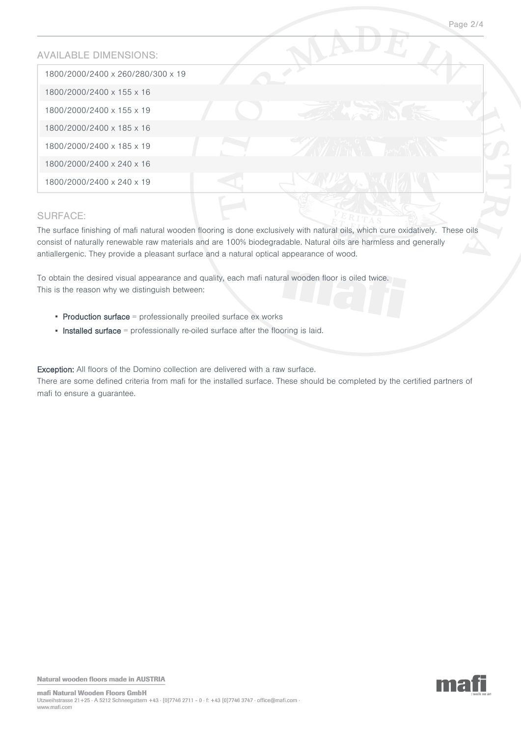## AVAILABLE DIMENSIONS:

| |
|---|
| 1800/2000/2400 x 260/280/300 x 19 |
| 1800/2000/2400 x 155 x 16 |
| 1800/2000/2400 x 155 x 19 |
| 1800/2000/2400 x 185 x 16 |
| 1800/2000/2400 x 185 x 19 |
| 1800/2000/2400 x 240 x 16 |
| 1800/2000/2400 x 240 x 19 |

## SURFACE:

The surface finishing of mafi natural wooden flooring is done exclusively with natural oils, which cure oxidatively. These oils consist of naturally renewable raw materials and are 100% biodegradable. Natural oils are harmless and generally antiallergenic. They provide a pleasant surface and a natural optical appearance of wood.

To obtain the desired visual appearance and quality, each mafi natural wooden floor is oiled twice. This is the reason why we distinguish between:

- **Production surface** = professionally preoiled surface ex works
- **Installed surface** = professionally re-oiled surface after the flooring is laid.

**Exception:** All floors of the Domino collection are delivered with a raw surface.
There are some defined criteria from mafi for the installed surface. These should be completed by the certified partners of mafi to ensure a guarantee.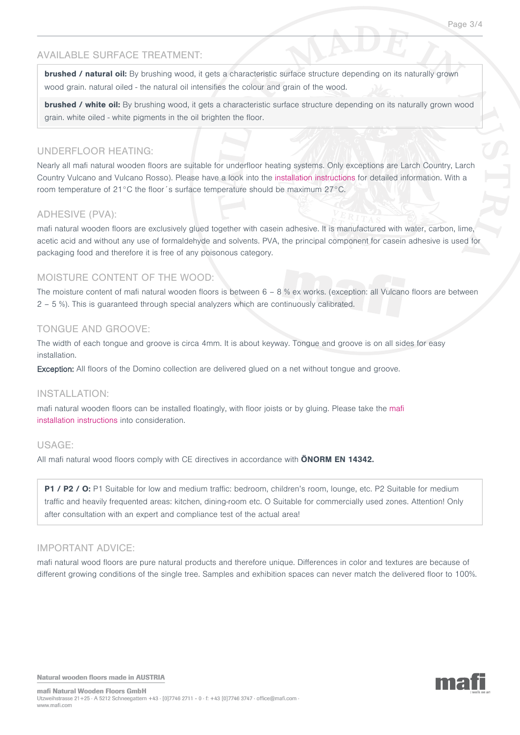## AVAILABLE SURFACE TREATMENT:

**brushed / natural oil:** By brushing wood, it gets a characteristic surface structure depending on its naturally grown wood grain. natural oiled - the natural oil intensifies the colour and grain of the wood.

**brushed / white oil:** By brushing wood, it gets a characteristic surface structure depending on its naturally grown wood grain. white oiled - white pigments in the oil brighten the floor.

## UNDERFLOOR HEATING:

Nearly all mafi natural wooden floors are suitable for underfloor heating systems. Only exceptions are Larch Country, Larch Country Vulcano and Vulcano Rosso). Please have a look into the installation instructions for detailed information. With a room temperature of 21°C the floor´s surface temperature should be maximum 27°C.

## ADHESIVE (PVA):

mafi natural wooden floors are exclusively glued together with casein adhesive. It is manufactured with water, carbon, lime, acetic acid and without any use of formaldehyde and solvents. PVA, the principal component for casein adhesive is used for packaging food and therefore it is free of any poisonous category.

## MOISTURE CONTENT OF THE WOOD:

The moisture content of mafi natural wooden floors is between 6 – 8 % ex works. (exception: all Vulcano floors are between 2 – 5 %). This is guaranteed through special analyzers which are continuously calibrated.

## TONGUE AND GROOVE:

The width of each tongue and groove is circa 4mm. It is about keyway. Tongue and groove is on all sides for easy installation.

**Exception:** All floors of the Domino collection are delivered glued on a net without tongue and groove.

## INSTALLATION:

mafi natural wooden floors can be installed floatingly, with floor joists or by gluing. Please take the mafi installation instructions into consideration.

## USAGE:

All mafi natural wood floors comply with CE directives in accordance with **ÖNORM EN 14342.**

**P1 / P2 / O:** P1 Suitable for low and medium traffic: bedroom, children's room, lounge, etc. P2 Suitable for medium traffic and heavily frequented areas: kitchen, dining-room etc. O Suitable for commercially used zones. Attention! Only after consultation with an expert and compliance test of the actual area!

## IMPORTANT ADVICE:

mafi natural wood floors are pure natural products and therefore unique. Differences in color and textures are because of different growing conditions of the single tree. Samples and exhibition spaces can never match the delivered floor to 100%.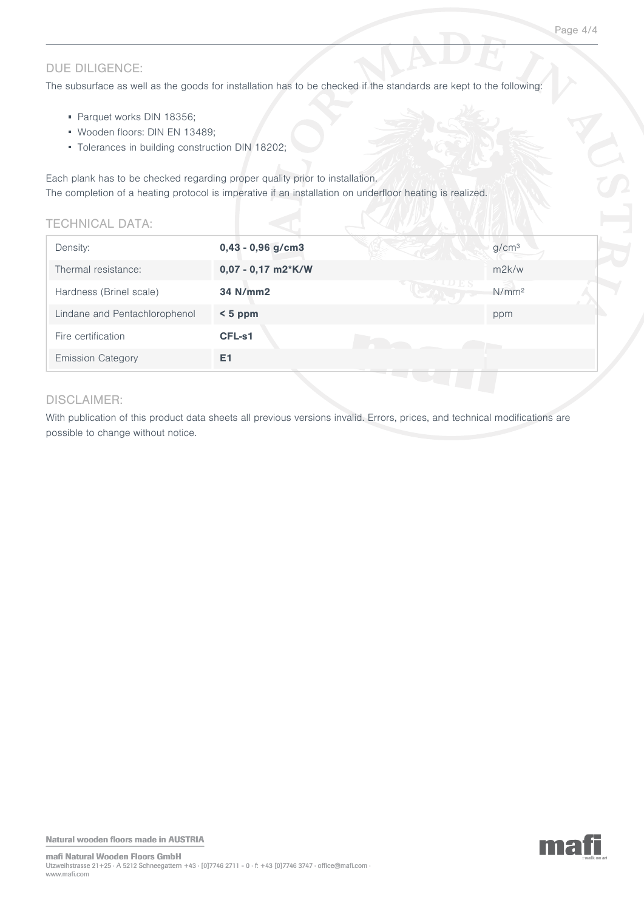## DUE DILIGENCE:

The subsurface as well as the goods for installation has to be checked if the standards are kept to the following:

- Parquet works DIN 18356;
- Wooden floors: DIN EN 13489;
- Tolerances in building construction DIN 18202;

Each plank has to be checked regarding proper quality prior to installation.
The completion of a heating protocol is imperative if an installation on underfloor heating is realized.

## TECHNICAL DATA:

| | | |
|---|---|---|
| Density: | **0,43 - 0,96 g/cm3** | g/cm³ |
| Thermal resistance: | **0,07 - 0,17 m2*K/W** | m2k/w |
| Hardness (Brinel scale) | **34 N/mm2** | N/mm² |
| Lindane and Pentachlorophenol | **< 5 ppm** | ppm |
| Fire certification | **CFL-s1** | |
| Emission Category | **E1** | |

## DISCLAIMER:

With publication of this product data sheets all previous versions invalid. Errors, prices, and technical modifications are possible to change without notice.

**Natural wooden floors made in AUSTRIA**

**mafi Natural Wooden Floors GmbH**
Utzweihstrasse 21+25 · A 5212 Schneegattern +43 · [0]7746 2711 - 0 · f: +43 [0]7746 3747 · office@mafi.com · www.mafi.com